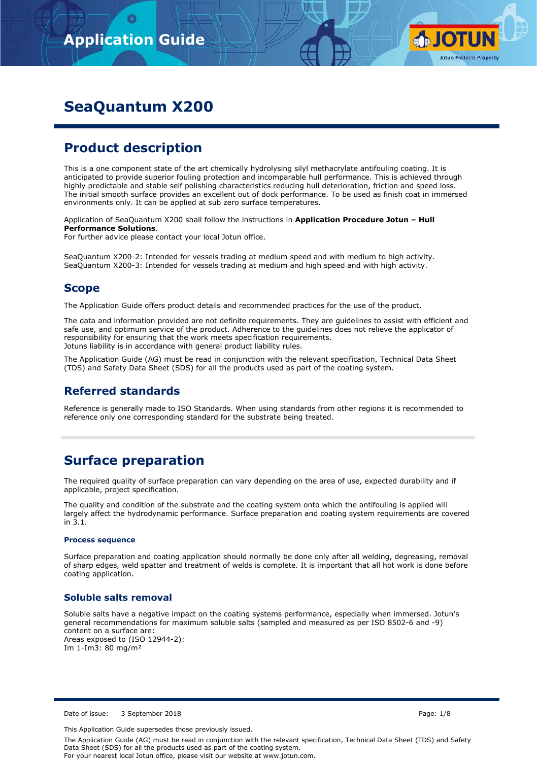# Application Guide

## SeaQuantum X200

## Product description

This is a one component state of the art chemically hydrolysing silyl methacrylate antifouling coating. It is anticipated to provide superior fouling protection and incomparable hull performance. This is achieved through highly predictable and stable self polishing characteristics reducing hull deterioration, friction and speed loss. The initial smooth surface provides an excellent out of dock performance. To be used as finish coat in immersed environments only. It can be applied at sub zero surface temperatures.

Application of SeaQuantum X200 shall follow the instructions in **Application Procedure Jotun – Hull Performance Solutions**.
For further advice please contact your local Jotun office.

SeaQuantum X200-2: Intended for vessels trading at medium speed and with medium to high activity.
SeaQuantum X200-3: Intended for vessels trading at medium and high speed and with high activity.

### Scope

The Application Guide offers product details and recommended practices for the use of the product.

The data and information provided are not definite requirements. They are guidelines to assist with efficient and safe use, and optimum service of the product. Adherence to the guidelines does not relieve the applicator of responsibility for ensuring that the work meets specification requirements.
Jotuns liability is in accordance with general product liability rules.

The Application Guide (AG) must be read in conjunction with the relevant specification, Technical Data Sheet (TDS) and Safety Data Sheet (SDS) for all the products used as part of the coating system.

### Referred standards

Reference is generally made to ISO Standards. When using standards from other regions it is recommended to reference only one corresponding standard for the substrate being treated.

## Surface preparation

The required quality of surface preparation can vary depending on the area of use, expected durability and if applicable, project specification.

The quality and condition of the substrate and the coating system onto which the antifouling is applied will largely affect the hydrodynamic performance. Surface preparation and coating system requirements are covered in 3.1.

#### Process sequence

Surface preparation and coating application should normally be done only after all welding, degreasing, removal of sharp edges, weld spatter and treatment of welds is complete. It is important that all hot work is done before coating application.

### Soluble salts removal

Soluble salts have a negative impact on the coating systems performance, especially when immersed. Jotun's general recommendations for maximum soluble salts (sampled and measured as per ISO 8502-6 and -9) content on a surface are:
Areas exposed to (ISO 12944-2):
Im 1-Im3: 80 mg/m²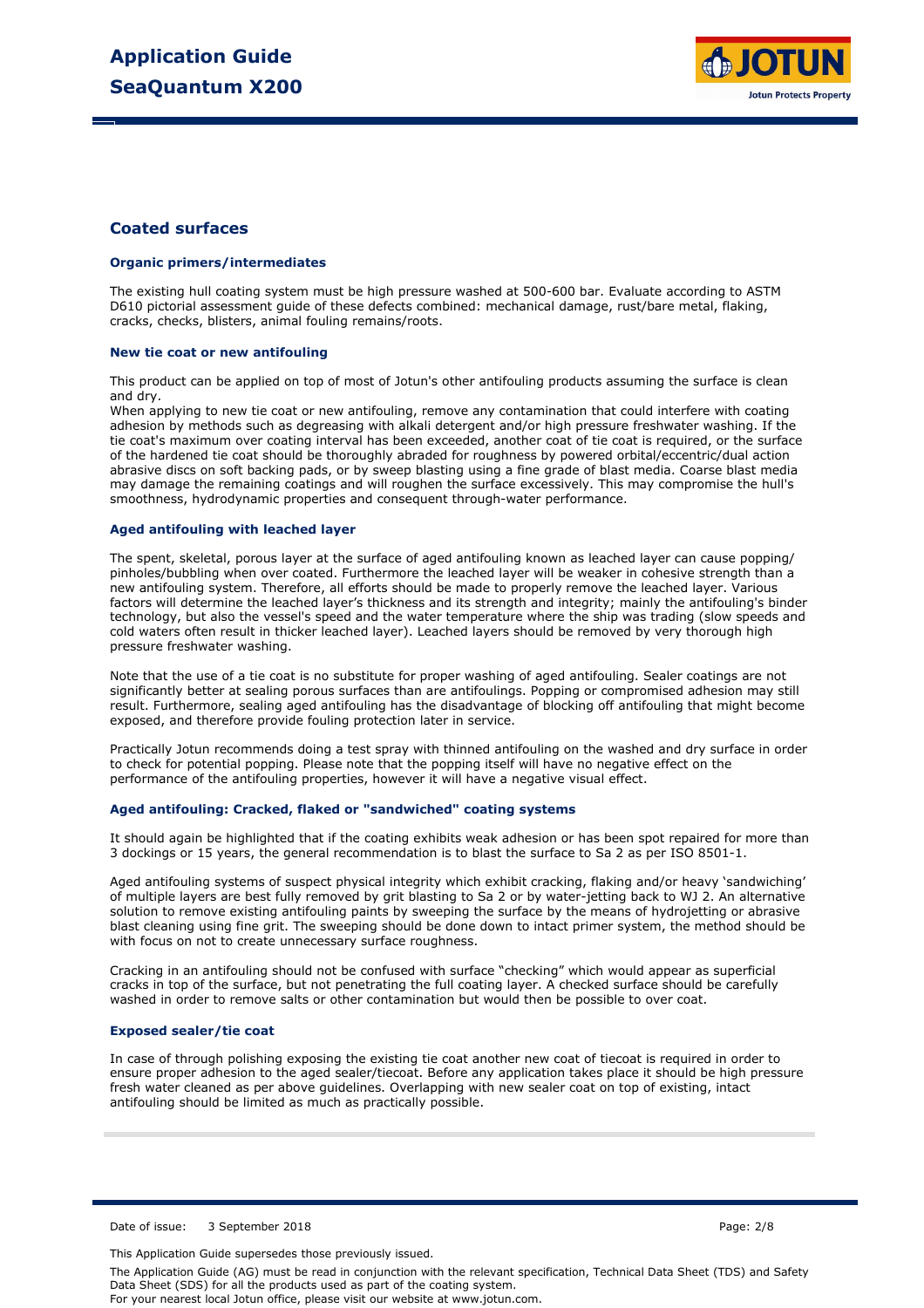## Coated surfaces

### Organic primers/intermediates

The existing hull coating system must be high pressure washed at 500-600 bar. Evaluate according to ASTM D610 pictorial assessment guide of these defects combined: mechanical damage, rust/bare metal, flaking, cracks, checks, blisters, animal fouling remains/roots.

### New tie coat or new antifouling

This product can be applied on top of most of Jotun's other antifouling products assuming the surface is clean and dry.
When applying to new tie coat or new antifouling, remove any contamination that could interfere with coating adhesion by methods such as degreasing with alkali detergent and/or high pressure freshwater washing. If the tie coat's maximum over coating interval has been exceeded, another coat of tie coat is required, or the surface of the hardened tie coat should be thoroughly abraded for roughness by powered orbital/eccentric/dual action abrasive discs on soft backing pads, or by sweep blasting using a fine grade of blast media. Coarse blast media may damage the remaining coatings and will roughen the surface excessively. This may compromise the hull's smoothness, hydrodynamic properties and consequent through-water performance.

### Aged antifouling with leached layer

The spent, skeletal, porous layer at the surface of aged antifouling known as leached layer can cause popping/ pinholes/bubbling when over coated. Furthermore the leached layer will be weaker in cohesive strength than a new antifouling system. Therefore, all efforts should be made to properly remove the leached layer. Various factors will determine the leached layer's thickness and its strength and integrity; mainly the antifouling's binder technology, but also the vessel's speed and the water temperature where the ship was trading (slow speeds and cold waters often result in thicker leached layer). Leached layers should be removed by very thorough high pressure freshwater washing.

Note that the use of a tie coat is no substitute for proper washing of aged antifouling. Sealer coatings are not significantly better at sealing porous surfaces than are antifoulings. Popping or compromised adhesion may still result. Furthermore, sealing aged antifouling has the disadvantage of blocking off antifouling that might become exposed, and therefore provide fouling protection later in service.

Practically Jotun recommends doing a test spray with thinned antifouling on the washed and dry surface in order to check for potential popping. Please note that the popping itself will have no negative effect on the performance of the antifouling properties, however it will have a negative visual effect.

### Aged antifouling: Cracked, flaked or "sandwiched" coating systems

It should again be highlighted that if the coating exhibits weak adhesion or has been spot repaired for more than 3 dockings or 15 years, the general recommendation is to blast the surface to Sa 2 as per ISO 8501-1.

Aged antifouling systems of suspect physical integrity which exhibit cracking, flaking and/or heavy 'sandwiching' of multiple layers are best fully removed by grit blasting to Sa 2 or by water-jetting back to WJ 2. An alternative solution to remove existing antifouling paints by sweeping the surface by the means of hydrojetting or abrasive blast cleaning using fine grit. The sweeping should be done down to intact primer system, the method should be with focus on not to create unnecessary surface roughness.

Cracking in an antifouling should not be confused with surface "checking" which would appear as superficial cracks in top of the surface, but not penetrating the full coating layer. A checked surface should be carefully washed in order to remove salts or other contamination but would then be possible to over coat.

### Exposed sealer/tie coat

In case of through polishing exposing the existing tie coat another new coat of tiecoat is required in order to ensure proper adhesion to the aged sealer/tiecoat. Before any application takes place it should be high pressure fresh water cleaned as per above guidelines. Overlapping with new sealer coat on top of existing, intact antifouling should be limited as much as practically possible.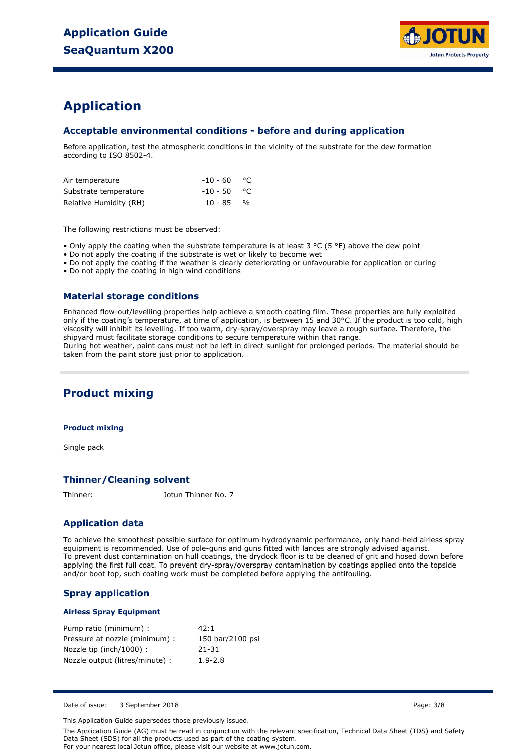# Application

## Acceptable environmental conditions - before and during application

Before application, test the atmospheric conditions in the vicinity of the substrate for the dew formation according to ISO 8502-4.

| | | |
|---|---|---|
| Air temperature | -10 - 60 | °C |
| Substrate temperature | -10 - 50 | °C |
| Relative Humidity (RH) | 10 - 85 | % |

The following restrictions must be observed:

- Only apply the coating when the substrate temperature is at least 3 °C (5 °F) above the dew point
- Do not apply the coating if the substrate is wet or likely to become wet
- Do not apply the coating if the weather is clearly deteriorating or unfavourable for application or curing
- Do not apply the coating in high wind conditions

## Material storage conditions

Enhanced flow-out/levelling properties help achieve a smooth coating film. These properties are fully exploited only if the coating's temperature, at time of application, is between 15 and 30°C. If the product is too cold, high viscosity will inhibit its levelling. If too warm, dry-spray/overspray may leave a rough surface. Therefore, the shipyard must facilitate storage conditions to secure temperature within that range.
During hot weather, paint cans must not be left in direct sunlight for prolonged periods. The material should be taken from the paint store just prior to application.

# Product mixing

### Product mixing

Single pack

## Thinner/Cleaning solvent

Thinner: Jotun Thinner No. 7

## Application data

To achieve the smoothest possible surface for optimum hydrodynamic performance, only hand-held airless spray equipment is recommended. Use of pole-guns and guns fitted with lances are strongly advised against.
To prevent dust contamination on hull coatings, the drydock floor is to be cleaned of grit and hosed down before applying the first full coat. To prevent dry-spray/overspray contamination by coatings applied onto the topside and/or boot top, such coating work must be completed before applying the antifouling.

## Spray application

### Airless Spray Equipment

| | |
|---|---|
| Pump ratio (minimum) : | 42:1 |
| Pressure at nozzle (minimum) : | 150 bar/2100 psi |
| Nozzle tip (inch/1000) : | 21-31 |
| Nozzle output (litres/minute) : | 1.9-2.8 |

Date of issue: 3 September 2018

This Application Guide supersedes those previously issued.

The Application Guide (AG) must be read in conjunction with the relevant specification, Technical Data Sheet (TDS) and Safety Data Sheet (SDS) for all the products used as part of the coating system.
For your nearest local Jotun office, please visit our website at www.jotun.com.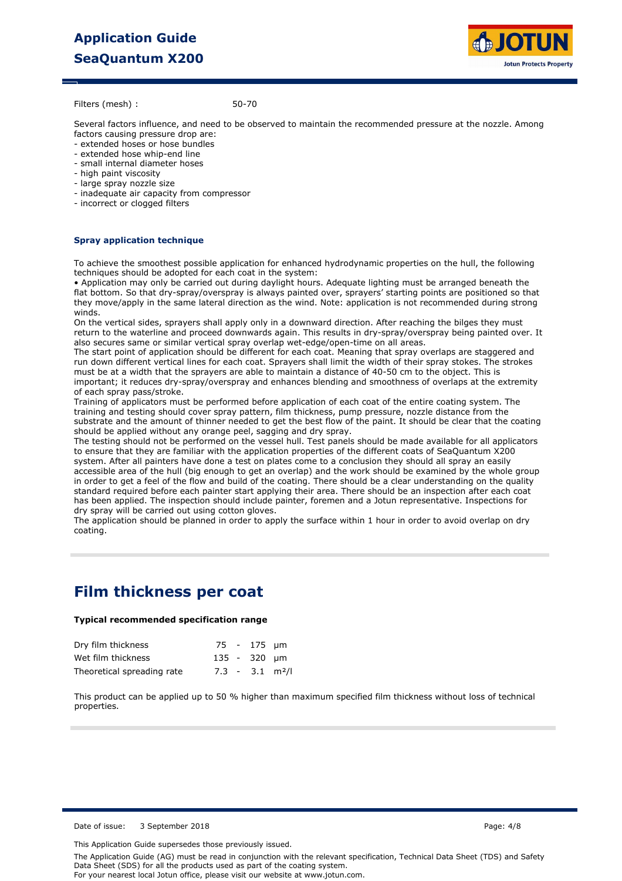Filters (mesh) : 50-70

Several factors influence, and need to be observed to maintain the recommended pressure at the nozzle. Among factors causing pressure drop are:

- extended hoses or hose bundles
- extended hose whip-end line
- small internal diameter hoses
- high paint viscosity
- large spray nozzle size
- inadequate air capacity from compressor
- incorrect or clogged filters

### Spray application technique

To achieve the smoothest possible application for enhanced hydrodynamic properties on the hull, the following techniques should be adopted for each coat in the system:

• Application may only be carried out during daylight hours. Adequate lighting must be arranged beneath the flat bottom. So that dry-spray/overspray is always painted over, sprayers' starting points are positioned so that they move/apply in the same lateral direction as the wind. Note: application is not recommended during strong winds.

On the vertical sides, sprayers shall apply only in a downward direction. After reaching the bilges they must return to the waterline and proceed downwards again. This results in dry-spray/overspray being painted over. It also secures same or similar vertical spray overlap wet-edge/open-time on all areas.

The start point of application should be different for each coat. Meaning that spray overlaps are staggered and run down different vertical lines for each coat. Sprayers shall limit the width of their spray stokes. The strokes must be at a width that the sprayers are able to maintain a distance of 40-50 cm to the object. This is important; it reduces dry-spray/overspray and enhances blending and smoothness of overlaps at the extremity of each spray pass/stroke.

Training of applicators must be performed before application of each coat of the entire coating system. The training and testing should cover spray pattern, film thickness, pump pressure, nozzle distance from the substrate and the amount of thinner needed to get the best flow of the paint. It should be clear that the coating should be applied without any orange peel, sagging and dry spray.

The testing should not be performed on the vessel hull. Test panels should be made available for all applicators to ensure that they are familiar with the application properties of the different coats of SeaQuantum X200 system. After all painters have done a test on plates come to a conclusion they should all spray an easily accessible area of the hull (big enough to get an overlap) and the work should be examined by the whole group in order to get a feel of the flow and build of the coating. There should be a clear understanding on the quality standard required before each painter start applying their area. There should be an inspection after each coat has been applied. The inspection should include painter, foremen and a Jotun representative. Inspections for dry spray will be carried out using cotton gloves.

The application should be planned in order to apply the surface within 1 hour in order to avoid overlap on dry coating.

## Film thickness per coat

**Typical recommended specification range**

| | | |
|---|---|---|
| Dry film thickness | 75 - 175 | µm |
| Wet film thickness | 135 - 320 | µm |
| Theoretical spreading rate | 7.3 - 3.1 | m²/l |

This product can be applied up to 50 % higher than maximum specified film thickness without loss of technical properties.

Date of issue: 3 September 2018

This Application Guide supersedes those previously issued.

The Application Guide (AG) must be read in conjunction with the relevant specification, Technical Data Sheet (TDS) and Safety Data Sheet (SDS) for all the products used as part of the coating system.

For your nearest local Jotun office, please visit our website at www.jotun.com.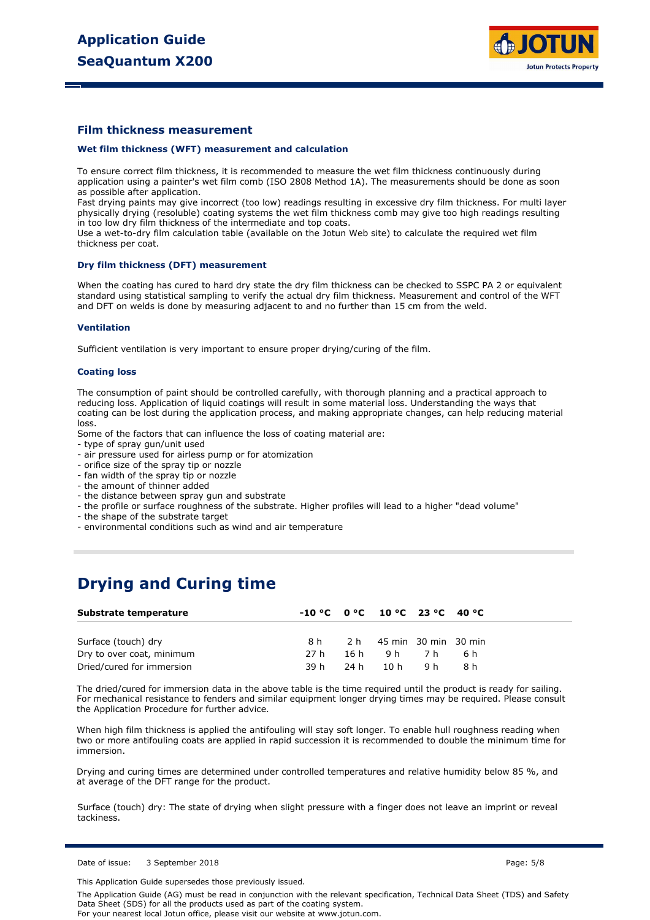## Film thickness measurement

### Wet film thickness (WFT) measurement and calculation

To ensure correct film thickness, it is recommended to measure the wet film thickness continuously during application using a painter's wet film comb (ISO 2808 Method 1A). The measurements should be done as soon as possible after application.
Fast drying paints may give incorrect (too low) readings resulting in excessive dry film thickness. For multi layer physically drying (resoluble) coating systems the wet film thickness comb may give too high readings resulting in too low dry film thickness of the intermediate and top coats.
Use a wet-to-dry film calculation table (available on the Jotun Web site) to calculate the required wet film thickness per coat.

### Dry film thickness (DFT) measurement

When the coating has cured to hard dry state the dry film thickness can be checked to SSPC PA 2 or equivalent standard using statistical sampling to verify the actual dry film thickness. Measurement and control of the WFT and DFT on welds is done by measuring adjacent to and no further than 15 cm from the weld.

### Ventilation

Sufficient ventilation is very important to ensure proper drying/curing of the film.

### Coating loss

The consumption of paint should be controlled carefully, with thorough planning and a practical approach to reducing loss. Application of liquid coatings will result in some material loss. Understanding the ways that coating can be lost during the application process, and making appropriate changes, can help reducing material loss.
Some of the factors that can influence the loss of coating material are:
- type of spray gun/unit used
- air pressure used for airless pump or for atomization
- orifice size of the spray tip or nozzle
- fan width of the spray tip or nozzle
- the amount of thinner added
- the distance between spray gun and substrate
- the profile or surface roughness of the substrate. Higher profiles will lead to a higher "dead volume"
- the shape of the substrate target
- environmental conditions such as wind and air temperature

# Drying and Curing time

| Substrate temperature | -10 °C | 0 °C | 10 °C | 23 °C | 40 °C |
|---|---|---|---|---|---|
| Surface (touch) dry | 8 h | 2 h | 45 min | 30 min | 30 min |
| Dry to over coat, minimum | 27 h | 16 h | 9 h | 7 h | 6 h |
| Dried/cured for immersion | 39 h | 24 h | 10 h | 9 h | 8 h |

The dried/cured for immersion data in the above table is the time required until the product is ready for sailing. For mechanical resistance to fenders and similar equipment longer drying times may be required. Please consult the Application Procedure for further advice.

When high film thickness is applied the antifouling will stay soft longer. To enable hull roughness reading when two or more antifouling coats are applied in rapid succession it is recommended to double the minimum time for immersion.

Drying and curing times are determined under controlled temperatures and relative humidity below 85 %, and at average of the DFT range for the product.

Surface (touch) dry: The state of drying when slight pressure with a finger does not leave an imprint or reveal tackiness.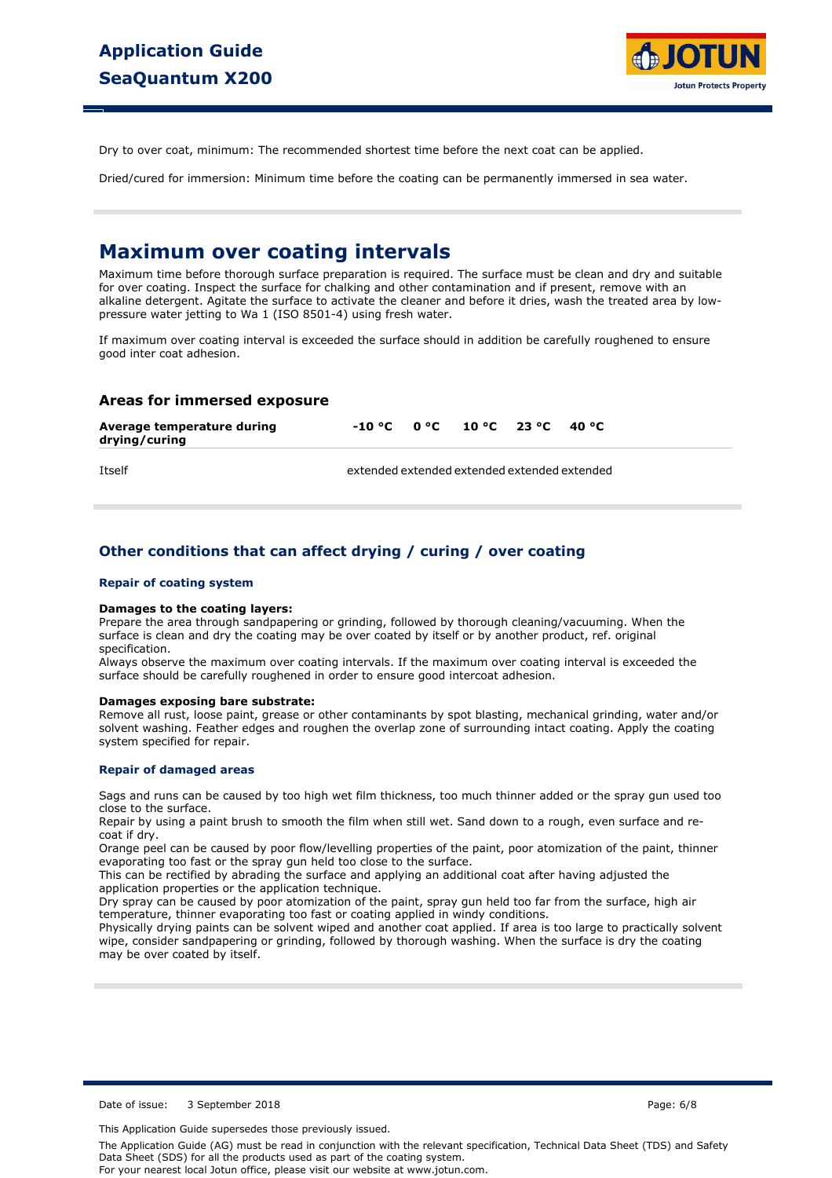Dry to over coat, minimum: The recommended shortest time before the next coat can be applied.

Dried/cured for immersion: Minimum time before the coating can be permanently immersed in sea water.

# Maximum over coating intervals

Maximum time before thorough surface preparation is required. The surface must be clean and dry and suitable for over coating. Inspect the surface for chalking and other contamination and if present, remove with an alkaline detergent. Agitate the surface to activate the cleaner and before it dries, wash the treated area by low-pressure water jetting to Wa 1 (ISO 8501-4) using fresh water.

If maximum over coating interval is exceeded the surface should in addition be carefully roughened to ensure good inter coat adhesion.

### Areas for immersed exposure

| Average temperature during drying/curing | -10 °C | 0 °C | 10 °C | 23 °C | 40 °C |
|---|---|---|---|---|---|
| Itself | extended | extended | extended | extended | extended |

## Other conditions that can affect drying / curing / over coating

#### Repair of coating system

**Damages to the coating layers:**
Prepare the area through sandpapering or grinding, followed by thorough cleaning/vacuuming. When the surface is clean and dry the coating may be over coated by itself or by another product, ref. original specification.
Always observe the maximum over coating intervals. If the maximum over coating interval is exceeded the surface should be carefully roughened in order to ensure good intercoat adhesion.

**Damages exposing bare substrate:**
Remove all rust, loose paint, grease or other contaminants by spot blasting, mechanical grinding, water and/or solvent washing. Feather edges and roughen the overlap zone of surrounding intact coating. Apply the coating system specified for repair.

#### Repair of damaged areas

Sags and runs can be caused by too high wet film thickness, too much thinner added or the spray gun used too close to the surface.
Repair by using a paint brush to smooth the film when still wet. Sand down to a rough, even surface and re-coat if dry.
Orange peel can be caused by poor flow/levelling properties of the paint, poor atomization of the paint, thinner evaporating too fast or the spray gun held too close to the surface.
This can be rectified by abrading the surface and applying an additional coat after having adjusted the application properties or the application technique.
Dry spray can be caused by poor atomization of the paint, spray gun held too far from the surface, high air temperature, thinner evaporating too fast or coating applied in windy conditions.
Physically drying paints can be solvent wiped and another coat applied. If area is too large to practically solvent wipe, consider sandpapering or grinding, followed by thorough washing. When the surface is dry the coating may be over coated by itself.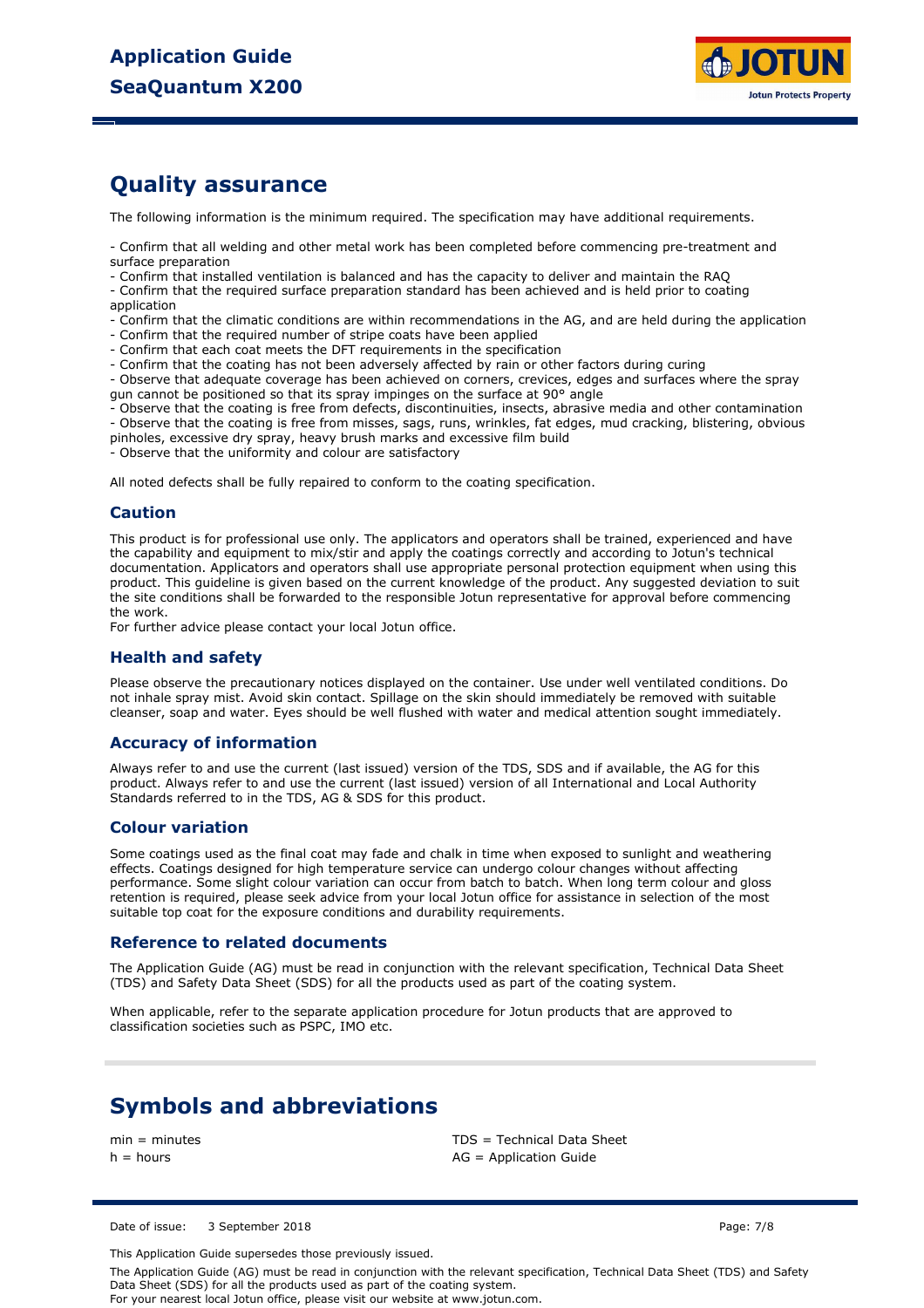## Quality assurance

The following information is the minimum required. The specification may have additional requirements.

- Confirm that all welding and other metal work has been completed before commencing pre-treatment and surface preparation
- Confirm that installed ventilation is balanced and has the capacity to deliver and maintain the RAQ
- Confirm that the required surface preparation standard has been achieved and is held prior to coating application
- Confirm that the climatic conditions are within recommendations in the AG, and are held during the application
- Confirm that the required number of stripe coats have been applied
- Confirm that each coat meets the DFT requirements in the specification
- Confirm that the coating has not been adversely affected by rain or other factors during curing
- Observe that adequate coverage has been achieved on corners, crevices, edges and surfaces where the spray gun cannot be positioned so that its spray impinges on the surface at 90° angle
- Observe that the coating is free from defects, discontinuities, insects, abrasive media and other contamination
- Observe that the coating is free from misses, sags, runs, wrinkles, fat edges, mud cracking, blistering, obvious pinholes, excessive dry spray, heavy brush marks and excessive film build
- Observe that the uniformity and colour are satisfactory

All noted defects shall be fully repaired to conform to the coating specification.

### Caution

This product is for professional use only. The applicators and operators shall be trained, experienced and have the capability and equipment to mix/stir and apply the coatings correctly and according to Jotun's technical documentation. Applicators and operators shall use appropriate personal protection equipment when using this product. This guideline is given based on the current knowledge of the product. Any suggested deviation to suit the site conditions shall be forwarded to the responsible Jotun representative for approval before commencing the work.
For further advice please contact your local Jotun office.

### Health and safety

Please observe the precautionary notices displayed on the container. Use under well ventilated conditions. Do not inhale spray mist. Avoid skin contact. Spillage on the skin should immediately be removed with suitable cleanser, soap and water. Eyes should be well flushed with water and medical attention sought immediately.

### Accuracy of information

Always refer to and use the current (last issued) version of the TDS, SDS and if available, the AG for this product. Always refer to and use the current (last issued) version of all International and Local Authority Standards referred to in the TDS, AG & SDS for this product.

### Colour variation

Some coatings used as the final coat may fade and chalk in time when exposed to sunlight and weathering effects. Coatings designed for high temperature service can undergo colour changes without affecting performance. Some slight colour variation can occur from batch to batch. When long term colour and gloss retention is required, please seek advice from your local Jotun office for assistance in selection of the most suitable top coat for the exposure conditions and durability requirements.

### Reference to related documents

The Application Guide (AG) must be read in conjunction with the relevant specification, Technical Data Sheet (TDS) and Safety Data Sheet (SDS) for all the products used as part of the coating system.

When applicable, refer to the separate application procedure for Jotun products that are approved to classification societies such as PSPC, IMO etc.

## Symbols and abbreviations

min = minutes
h = hours
TDS = Technical Data Sheet
AG = Application Guide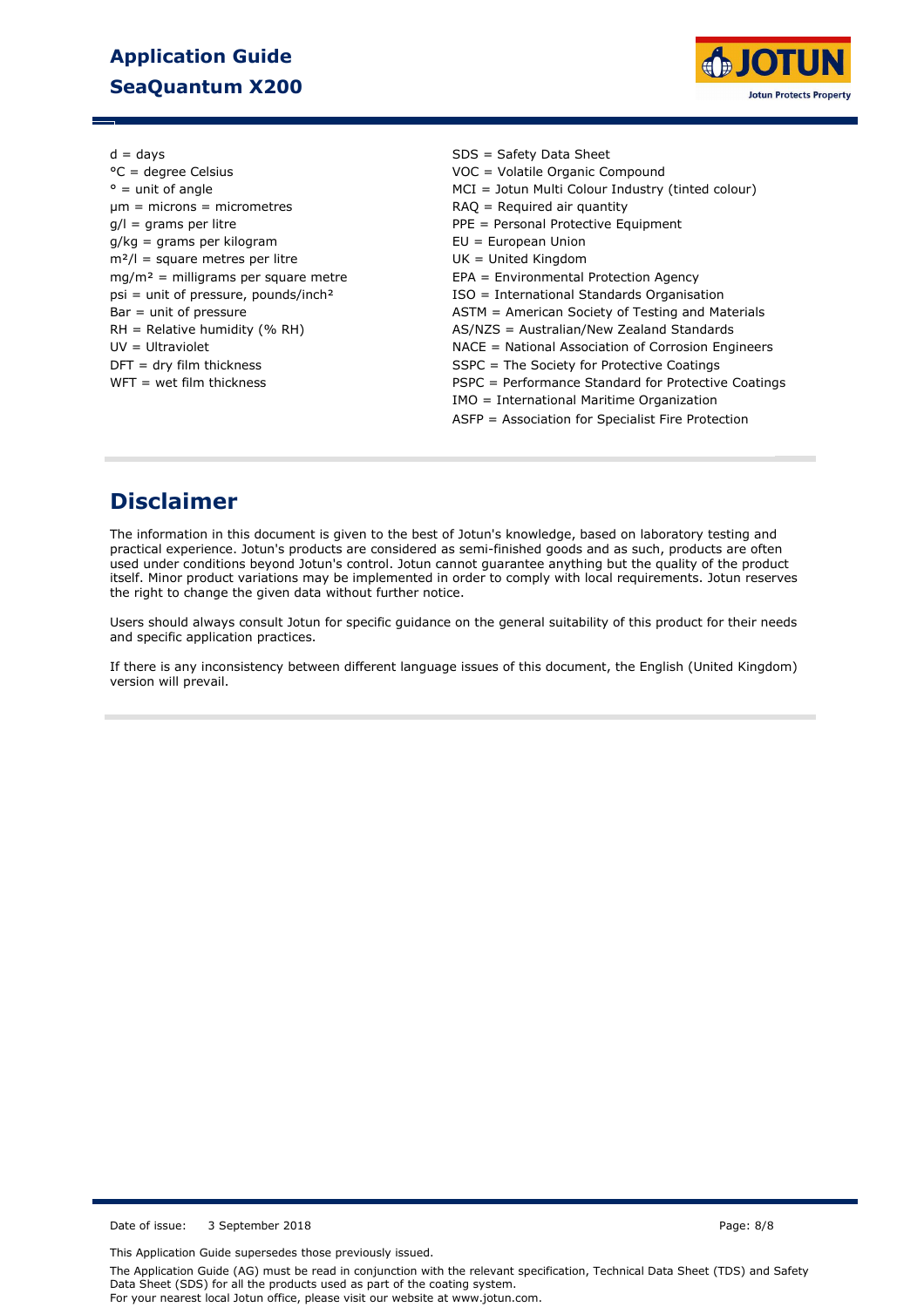d = days
°C = degree Celsius
° = unit of angle
µm = microns = micrometres
g/l = grams per litre
g/kg = grams per kilogram
m²/l = square metres per litre
mg/m² = milligrams per square metre
psi = unit of pressure, pounds/inch²
Bar = unit of pressure
RH = Relative humidity (% RH)
UV = Ultraviolet
DFT = dry film thickness
WFT = wet film thickness

SDS = Safety Data Sheet
VOC = Volatile Organic Compound
MCI = Jotun Multi Colour Industry (tinted colour)
RAQ = Required air quantity
PPE = Personal Protective Equipment
EU = European Union
UK = United Kingdom
EPA = Environmental Protection Agency
ISO = International Standards Organisation
ASTM = American Society of Testing and Materials
AS/NZS = Australian/New Zealand Standards
NACE = National Association of Corrosion Engineers
SSPC = The Society for Protective Coatings
PSPC = Performance Standard for Protective Coatings
IMO = International Maritime Organization
ASFP = Association for Specialist Fire Protection

## Disclaimer

The information in this document is given to the best of Jotun's knowledge, based on laboratory testing and practical experience. Jotun's products are considered as semi-finished goods and as such, products are often used under conditions beyond Jotun's control. Jotun cannot guarantee anything but the quality of the product itself. Minor product variations may be implemented in order to comply with local requirements. Jotun reserves the right to change the given data without further notice.

Users should always consult Jotun for specific guidance on the general suitability of this product for their needs and specific application practices.

If there is any inconsistency between different language issues of this document, the English (United Kingdom) version will prevail.